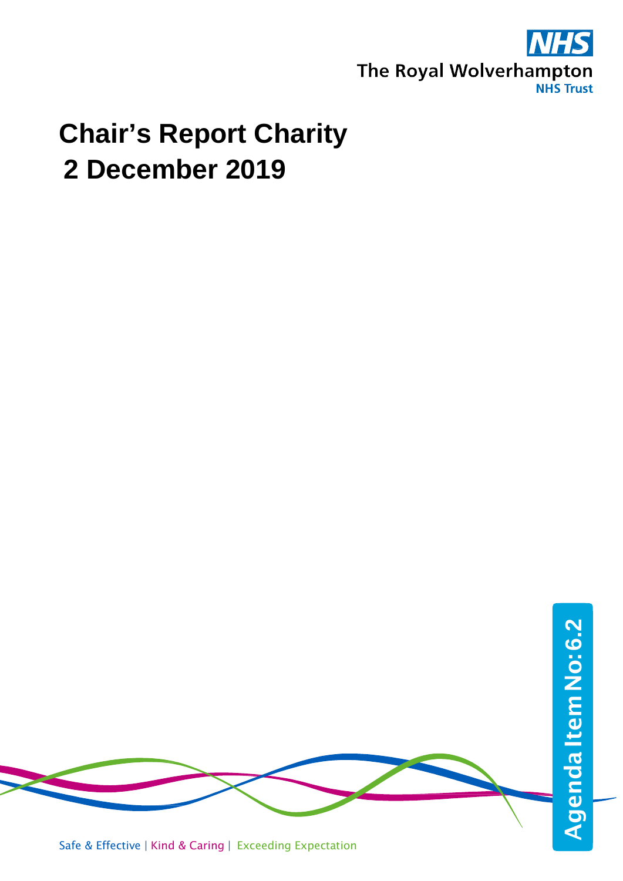The Royal Wolverhampton NHS Trust

# Chair's Report Charity
# 2 December 2019

Agenda Item No: 6.2

Safe & Effective | Kind & Caring | Exceeding Expectation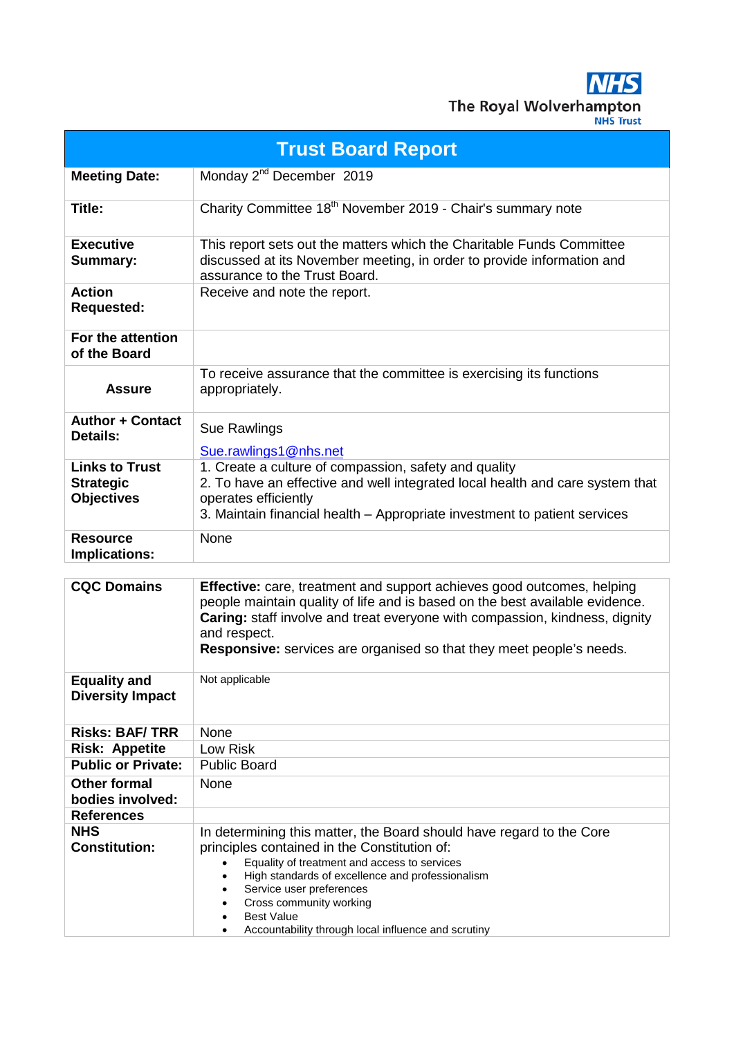The Royal Wolverhampton
NHS Trust

| Trust Board Report | |
|---|---|
| **Meeting Date:** | Monday 2nd December 2019 |
| **Title:** | Charity Committee 18th November 2019 - Chair's summary note |
| **Executive Summary:** | This report sets out the matters which the Charitable Funds Committee discussed at its November meeting, in order to provide information and assurance to the Trust Board. |
| **Action Requested:** | Receive and note the report. |
| **For the attention of the Board** | |
| **Assure** | To receive assurance that the committee is exercising its functions appropriately. |
| **Author + Contact Details:** | Sue Rawlings<br><br>Sue.rawlings1@nhs.net |
| **Links to Trust Strategic Objectives** | 1. Create a culture of compassion, safety and quality<br>2. To have an effective and well integrated local health and care system that operates efficiently<br>3. Maintain financial health – Appropriate investment to patient services |
| **Resource Implications:** | None |

| | |
|---|---|
| **CQC Domains** | **Effective:** care, treatment and support achieves good outcomes, helping people maintain quality of life and is based on the best available evidence.<br>**Caring:** staff involve and treat everyone with compassion, kindness, dignity and respect.<br>**Responsive:** services are organised so that they meet people's needs. |
| **Equality and Diversity Impact** | Not applicable |
| **Risks: BAF/ TRR** | None |
| **Risk: Appetite** | Low Risk |
| **Public or Private:** | Public Board |
| **Other formal bodies involved:** | None |
| **References** | |
| **NHS Constitution:** | In determining this matter, the Board should have regard to the Core principles contained in the Constitution of:<br>• Equality of treatment and access to services<br>• High standards of excellence and professionalism<br>• Service user preferences<br>• Cross community working<br>• Best Value<br>• Accountability through local influence and scrutiny |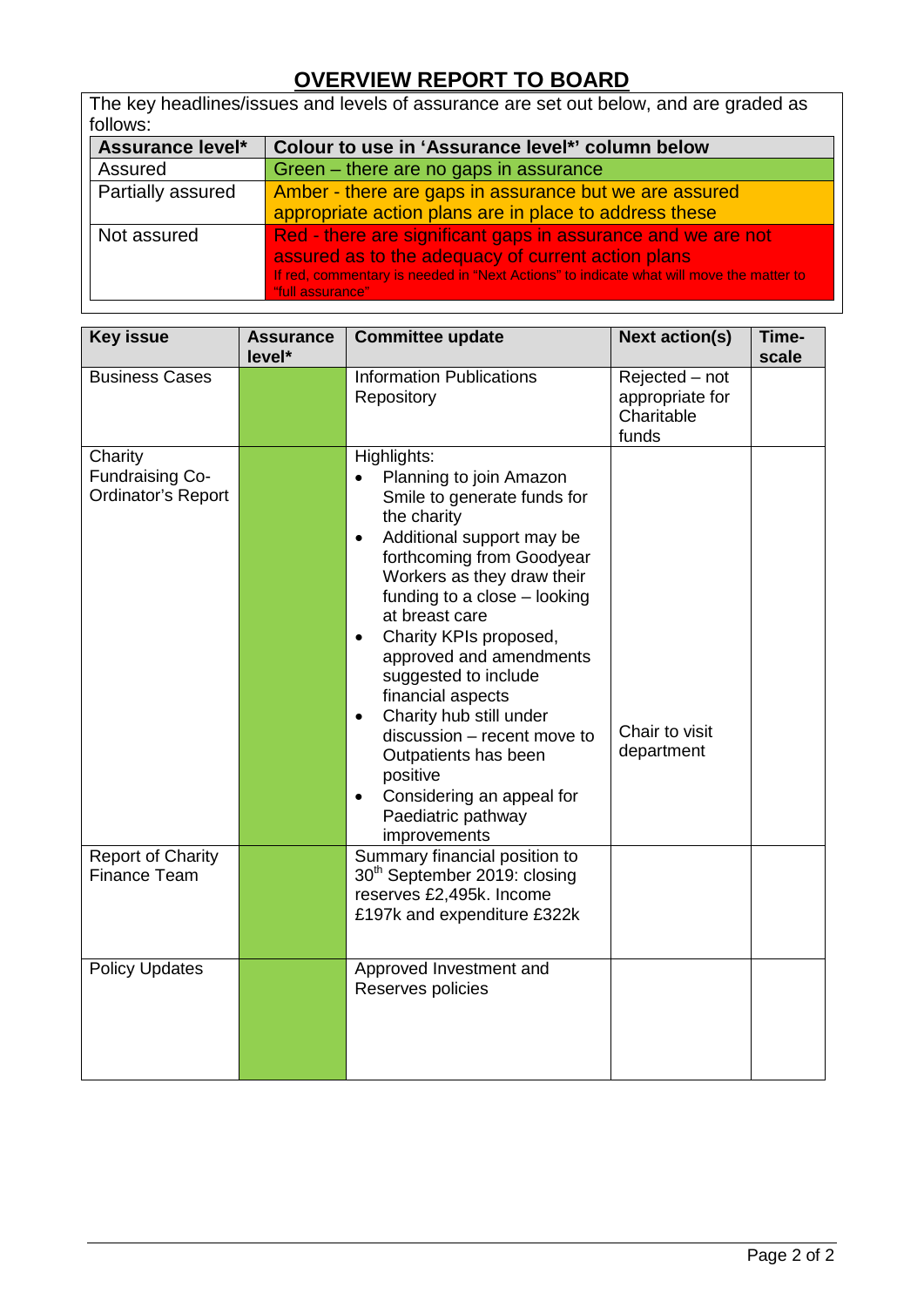# OVERVIEW REPORT TO BOARD

| The key headlines/issues and levels of assurance are set out below, and are graded as follows: | |
|---|---|
| **Assurance level*** | **Colour to use in 'Assurance level*' column below** |
| Assured | Green – there are no gaps in assurance |
| Partially assured | Amber - there are gaps in assurance but we are assured appropriate action plans are in place to address these |
| Not assured | Red - there are significant gaps in assurance and we are not assured as to the adequacy of current action plans<br>If red, commentary is needed in "Next Actions" to indicate what will move the matter to "full assurance" |

| Key issue | Assurance level* | Committee update | Next action(s) | Time-scale |
|---|---|---|---|---|
| Business Cases | | Information Publications Repository | Rejected – not appropriate for Charitable funds | |
| Charity Fundraising Co-Ordinator's Report | | Highlights:<br>• Planning to join Amazon Smile to generate funds for the charity<br>• Additional support may be forthcoming from Goodyear Workers as they draw their funding to a close – looking at breast care<br>• Charity KPIs proposed, approved and amendments suggested to include financial aspects<br>• Charity hub still under discussion – recent move to Outpatients has been positive<br>• Considering an appeal for Paediatric pathway improvements | Chair to visit department | |
| Report of Charity Finance Team | | Summary financial position to 30th September 2019: closing reserves £2,495k. Income £197k and expenditure £322k | | |
| Policy Updates | | Approved Investment and Reserves policies | | |